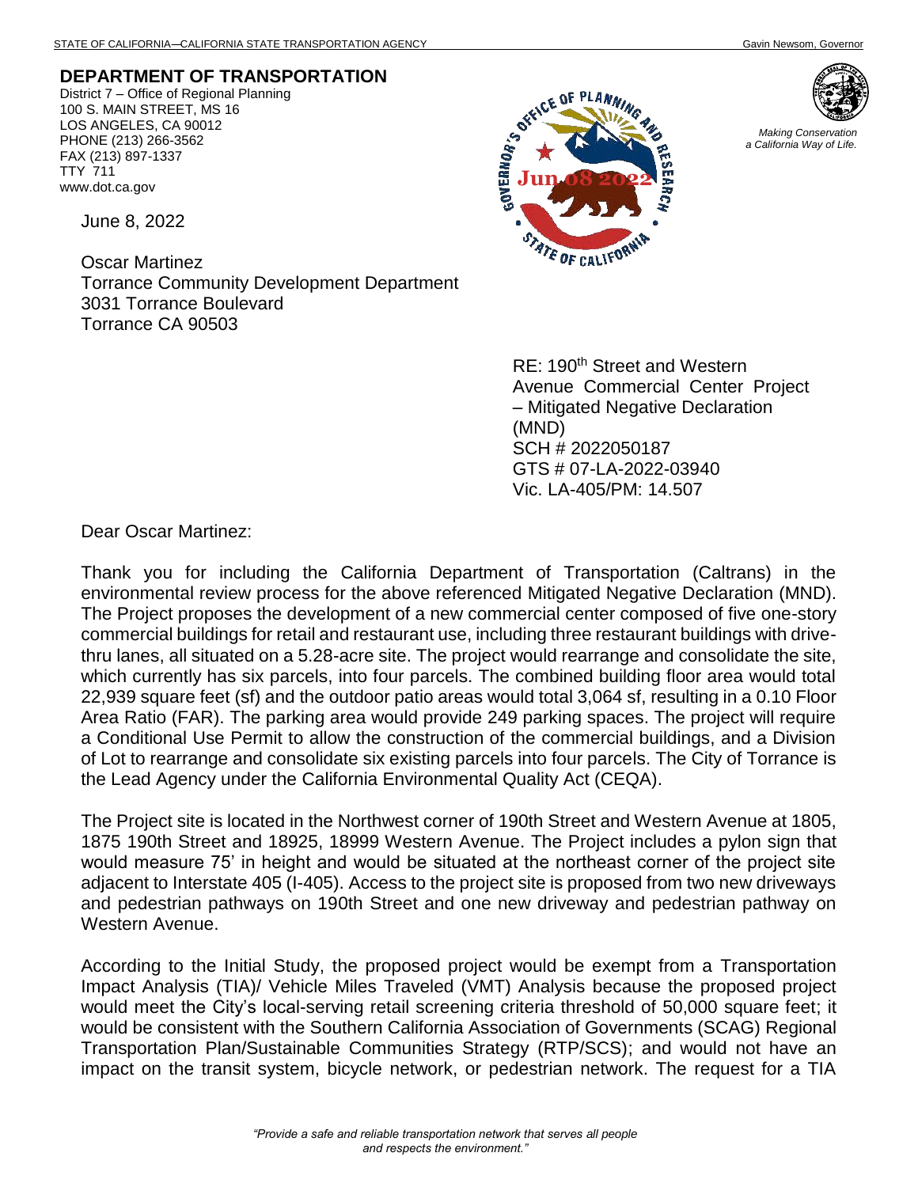STATE OF CALIFORNIA—CALIFORNIA STATE TRANSPORTATION AGENCY Gavin Newsom, Governor

**DEPARTMENT OF TRANSPORTATION**
District 7 – Office of Regional Planning
100 S. MAIN STREET, MS 16
LOS ANGELES, CA 90012
PHONE (213) 266-3562
FAX (213) 897-1337
TTY 711
www.dot.ca.gov

*Making Conservation a California Way of Life.*

June 8, 2022

Oscar Martinez
Torrance Community Development Department
3031 Torrance Boulevard
Torrance CA 90503

RE: 190th Street and Western Avenue Commercial Center Project – Mitigated Negative Declaration (MND)
SCH # 2022050187
GTS # 07-LA-2022-03940
Vic. LA-405/PM: 14.507

Dear Oscar Martinez:

Thank you for including the California Department of Transportation (Caltrans) in the environmental review process for the above referenced Mitigated Negative Declaration (MND). The Project proposes the development of a new commercial center composed of five one-story commercial buildings for retail and restaurant use, including three restaurant buildings with drive-thru lanes, all situated on a 5.28-acre site. The project would rearrange and consolidate the site, which currently has six parcels, into four parcels. The combined building floor area would total 22,939 square feet (sf) and the outdoor patio areas would total 3,064 sf, resulting in a 0.10 Floor Area Ratio (FAR). The parking area would provide 249 parking spaces. The project will require a Conditional Use Permit to allow the construction of the commercial buildings, and a Division of Lot to rearrange and consolidate six existing parcels into four parcels. The City of Torrance is the Lead Agency under the California Environmental Quality Act (CEQA).

The Project site is located in the Northwest corner of 190th Street and Western Avenue at 1805, 1875 190th Street and 18925, 18999 Western Avenue. The Project includes a pylon sign that would measure 75' in height and would be situated at the northeast corner of the project site adjacent to Interstate 405 (I-405). Access to the project site is proposed from two new driveways and pedestrian pathways on 190th Street and one new driveway and pedestrian pathway on Western Avenue.

According to the Initial Study, the proposed project would be exempt from a Transportation Impact Analysis (TIA)/ Vehicle Miles Traveled (VMT) Analysis because the proposed project would meet the City's local-serving retail screening criteria threshold of 50,000 square feet; it would be consistent with the Southern California Association of Governments (SCAG) Regional Transportation Plan/Sustainable Communities Strategy (RTP/SCS); and would not have an impact on the transit system, bicycle network, or pedestrian network. The request for a TIA

*"Provide a safe and reliable transportation network that serves all people and respects the environment."*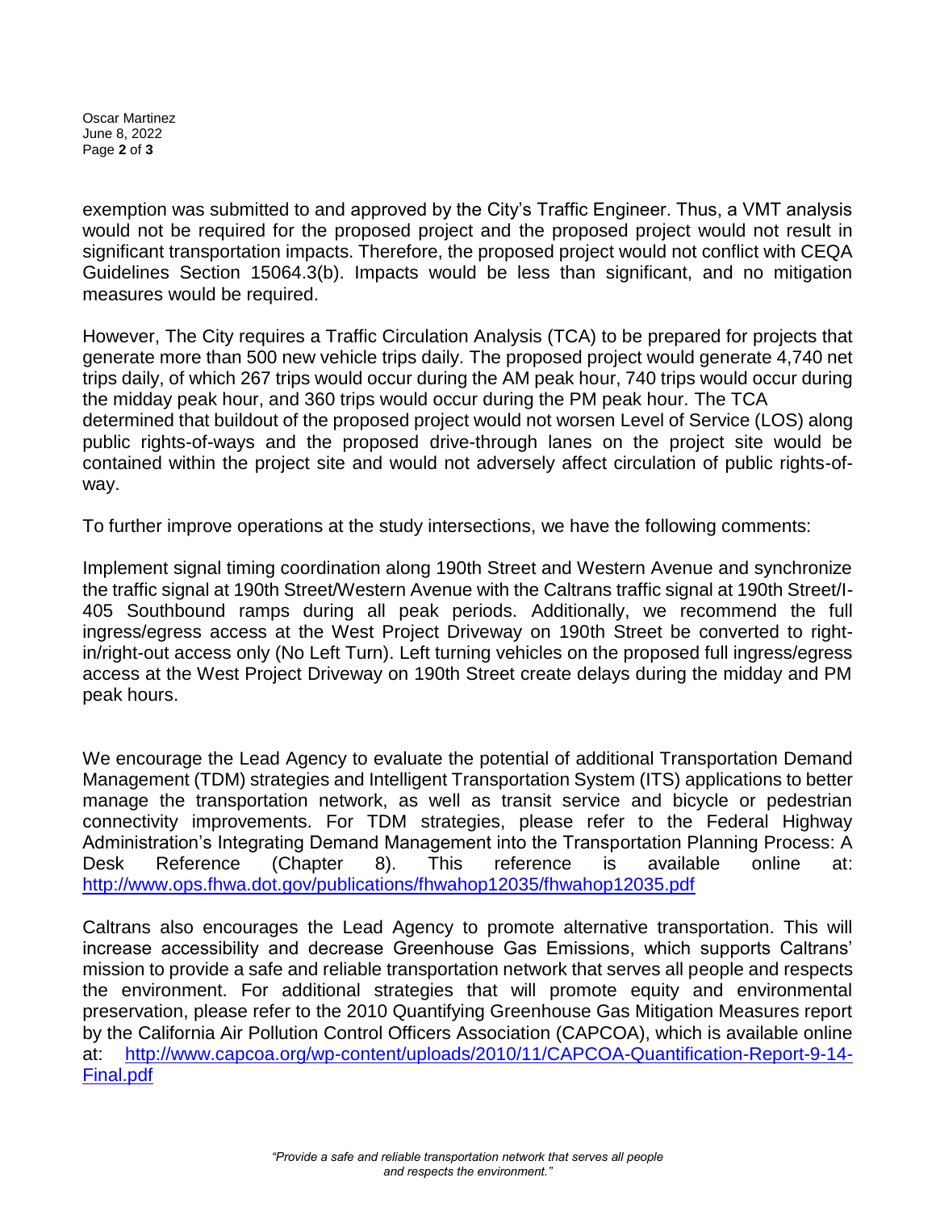exemption was submitted to and approved by the City's Traffic Engineer. Thus, a VMT analysis would not be required for the proposed project and the proposed project would not result in significant transportation impacts. Therefore, the proposed project would not conflict with CEQA Guidelines Section 15064.3(b). Impacts would be less than significant, and no mitigation measures would be required.

However, The City requires a Traffic Circulation Analysis (TCA) to be prepared for projects that generate more than 500 new vehicle trips daily. The proposed project would generate 4,740 net trips daily, of which 267 trips would occur during the AM peak hour, 740 trips would occur during the midday peak hour, and 360 trips would occur during the PM peak hour. The TCA determined that buildout of the proposed project would not worsen Level of Service (LOS) along public rights-of-ways and the proposed drive-through lanes on the project site would be contained within the project site and would not adversely affect circulation of public rights-of-way.

To further improve operations at the study intersections, we have the following comments:

Implement signal timing coordination along 190th Street and Western Avenue and synchronize the traffic signal at 190th Street/Western Avenue with the Caltrans traffic signal at 190th Street/I-405 Southbound ramps during all peak periods. Additionally, we recommend the full ingress/egress access at the West Project Driveway on 190th Street be converted to right-in/right-out access only (No Left Turn). Left turning vehicles on the proposed full ingress/egress access at the West Project Driveway on 190th Street create delays during the midday and PM peak hours.

We encourage the Lead Agency to evaluate the potential of additional Transportation Demand Management (TDM) strategies and Intelligent Transportation System (ITS) applications to better manage the transportation network, as well as transit service and bicycle or pedestrian connectivity improvements. For TDM strategies, please refer to the Federal Highway Administration's Integrating Demand Management into the Transportation Planning Process: A Desk Reference (Chapter 8). This reference is available online at: http://www.ops.fhwa.dot.gov/publications/fhwahop12035/fhwahop12035.pdf

Caltrans also encourages the Lead Agency to promote alternative transportation. This will increase accessibility and decrease Greenhouse Gas Emissions, which supports Caltrans' mission to provide a safe and reliable transportation network that serves all people and respects the environment. For additional strategies that will promote equity and environmental preservation, please refer to the 2010 Quantifying Greenhouse Gas Mitigation Measures report by the California Air Pollution Control Officers Association (CAPCOA), which is available online at: http://www.capcoa.org/wp-content/uploads/2010/11/CAPCOA-Quantification-Report-9-14-Final.pdf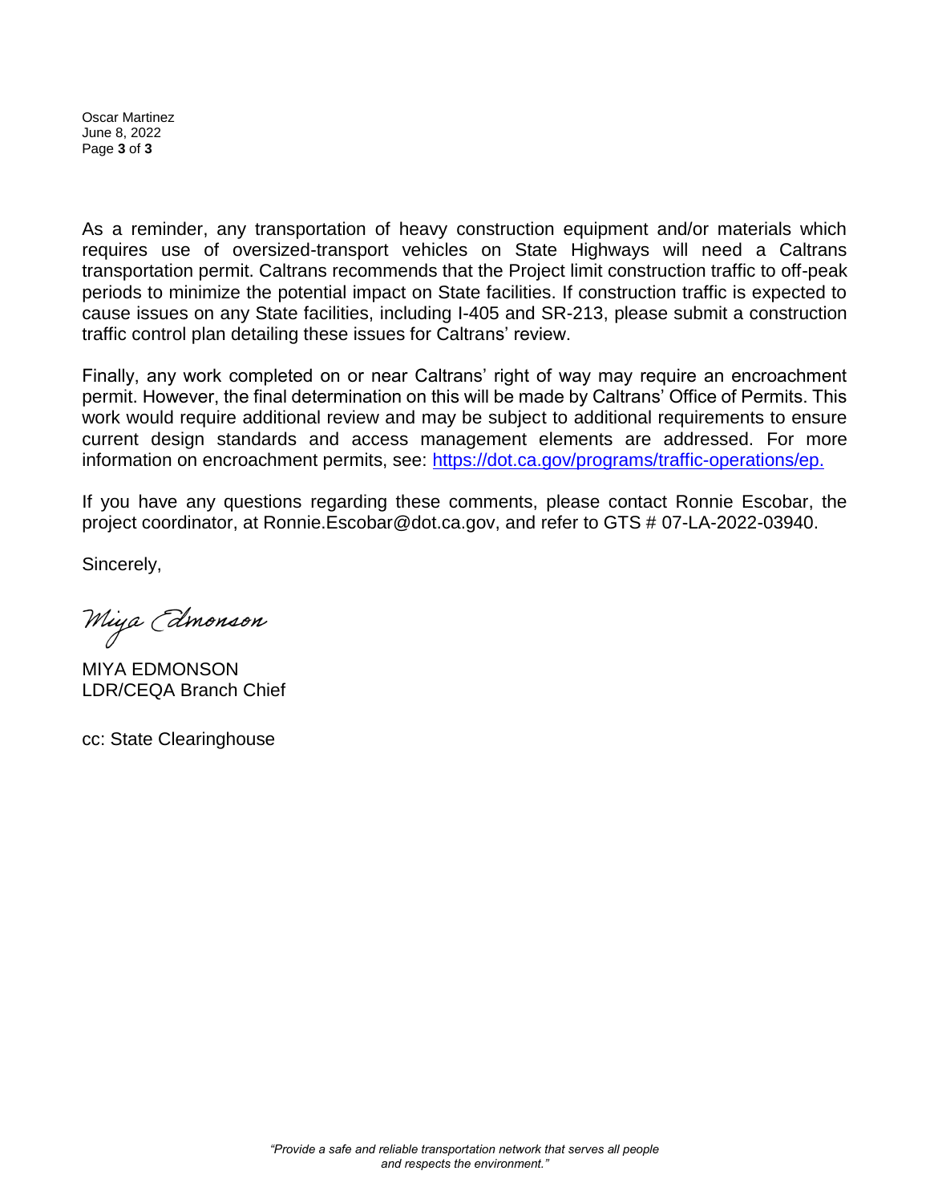As a reminder, any transportation of heavy construction equipment and/or materials which requires use of oversized-transport vehicles on State Highways will need a Caltrans transportation permit. Caltrans recommends that the Project limit construction traffic to off-peak periods to minimize the potential impact on State facilities. If construction traffic is expected to cause issues on any State facilities, including I-405 and SR-213, please submit a construction traffic control plan detailing these issues for Caltrans' review.

Finally, any work completed on or near Caltrans' right of way may require an encroachment permit. However, the final determination on this will be made by Caltrans' Office of Permits. This work would require additional review and may be subject to additional requirements to ensure current design standards and access management elements are addressed. For more information on encroachment permits, see: [https://dot.ca.gov/programs/traffic-operations/ep.](https://dot.ca.gov/programs/traffic-operations/ep)

If you have any questions regarding these comments, please contact Ronnie Escobar, the project coordinator, at Ronnie.Escobar@dot.ca.gov, and refer to GTS # 07-LA-2022-03940.

Sincerely,

*Miya Edmonson*

MIYA EDMONSON
LDR/CEQA Branch Chief

cc: State Clearinghouse

*"Provide a safe and reliable transportation network that serves all people and respects the environment."*